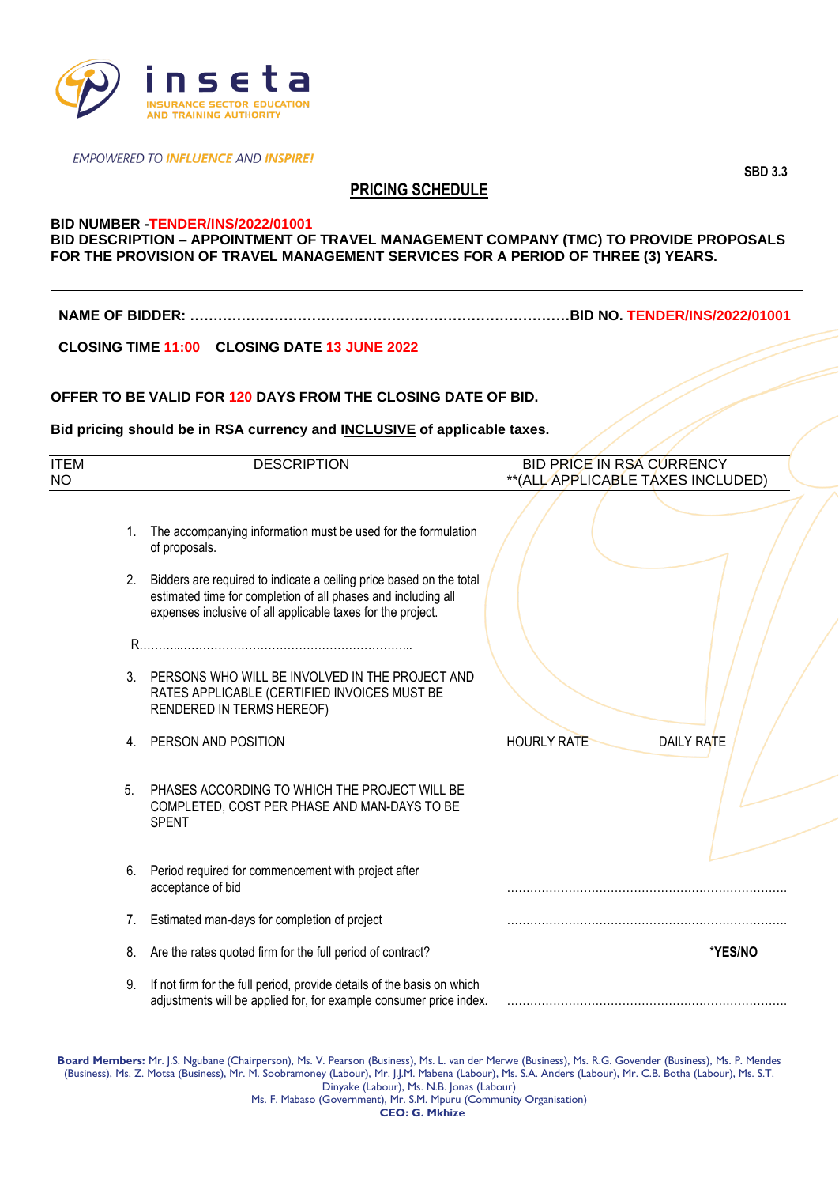inseta

INSURANCE SECTOR EDUCATION AND TRAINING AUTHORITY

*EMPOWERED TO INFLUENCE AND INSPIRE!*

**SBD 3.3**

## PRICING SCHEDULE

**BID NUMBER -TENDER/INS/2022/01001**
**BID DESCRIPTION – APPOINTMENT OF TRAVEL MANAGEMENT COMPANY (TMC) TO PROVIDE PROPOSALS FOR THE PROVISION OF TRAVEL MANAGEMENT SERVICES FOR A PERIOD OF THREE (3) YEARS.**

**NAME OF BIDDER: ……………………………………………………………………… BID NO. TENDER/INS/2022/01001**

**CLOSING TIME 11:00 CLOSING DATE 13 JUNE 2022**

**OFFER TO BE VALID FOR 120 DAYS FROM THE CLOSING DATE OF BID.**

**Bid pricing should be in RSA currency and INCLUSIVE of applicable taxes.**

| ITEM NO | DESCRIPTION | BID PRICE IN RSA CURRENCY **(ALL APPLICABLE TAXES INCLUDED) | |
|---|---|---|---|
| 1. | The accompanying information must be used for the formulation of proposals. | | |
| 2. | Bidders are required to indicate a ceiling price based on the total estimated time for completion of all phases and including all expenses inclusive of all applicable taxes for the project. | | |
| | R………………………………………………………………… | | |
| 3. | PERSONS WHO WILL BE INVOLVED IN THE PROJECT AND RATES APPLICABLE (CERTIFIED INVOICES MUST BE RENDERED IN TERMS HEREOF) | | |
| 4. | PERSON AND POSITION | HOURLY RATE | DAILY RATE |
| 5. | PHASES ACCORDING TO WHICH THE PROJECT WILL BE COMPLETED, COST PER PHASE AND MAN-DAYS TO BE SPENT | | |
| 6. | Period required for commencement with project after acceptance of bid | ……………………………………………………………… | |
| 7. | Estimated man-days for completion of project | ……………………………………………………………… | |
| 8. | Are the rates quoted firm for the full period of contract? | | ***YES/NO** |
| 9. | If not firm for the full period, provide details of the basis on which adjustments will be applied for, for example consumer price index. | ……………………………………………………………… | |

**Board Members:** Mr. J.S. Ngubane (Chairperson), Ms. V. Pearson (Business), Ms. L. van der Merwe (Business), Ms. R.G. Govender (Business), Ms. P. Mendes (Business), Ms. Z. Motsa (Business), Mr. M. Soobramoney (Labour), Mr. J.J.M. Mabena (Labour), Ms. S.A. Anders (Labour), Mr. C.B. Botha (Labour), Ms. S.T. Dinyake (Labour), Ms. N.B. Jonas (Labour)
Ms. F. Mabaso (Government), Mr. S.M. Mpuru (Community Organisation)
**CEO: G. Mkhize**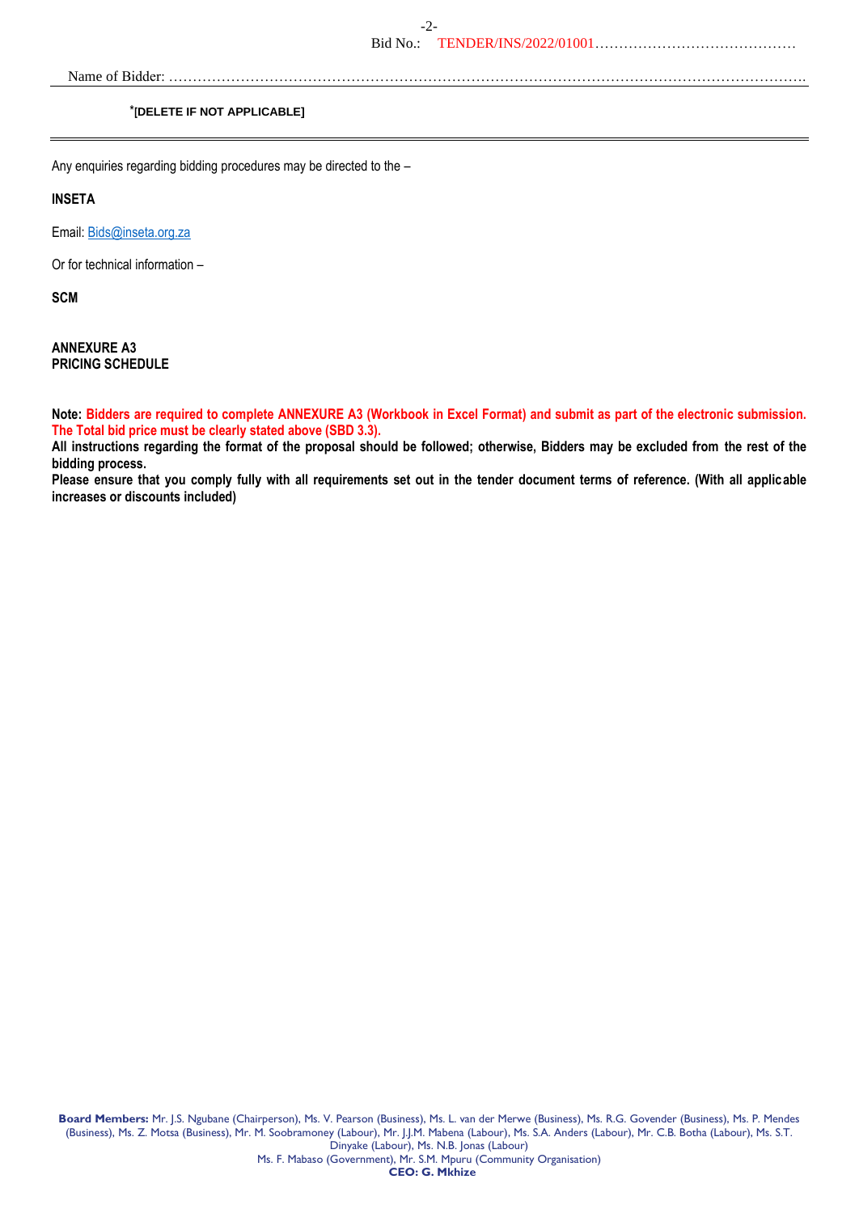Bid No.: TENDER/INS/2022/01001……………………………………

Name of Bidder: ……………………………………………………………………………………………………………….

*[DELETE IF NOT APPLICABLE]

---

Any enquiries regarding bidding procedures may be directed to the –

**INSETA**

Email: Bids@inseta.org.za

Or for technical information –

**SCM**

**ANNEXURE A3**
**PRICING SCHEDULE**

**Note: Bidders are required to complete ANNEXURE A3 (Workbook in Excel Format) and submit as part of the electronic submission. The Total bid price must be clearly stated above (SBD 3.3).**
**All instructions regarding the format of the proposal should be followed; otherwise, Bidders may be excluded from the rest of the bidding process.**
**Please ensure that you comply fully with all requirements set out in the tender document terms of reference. (With all applicable increases or discounts included)**

**Board Members:** Mr. J.S. Ngubane (Chairperson), Ms. V. Pearson (Business), Ms. L. van der Merwe (Business), Ms. R.G. Govender (Business), Ms. P. Mendes (Business), Ms. Z. Motsa (Business), Mr. M. Soobramoney (Labour), Mr. J.J.M. Mabena (Labour), Ms. S.A. Anders (Labour), Mr. C.B. Botha (Labour), Ms. S.T. Dinyake (Labour), Ms. N.B. Jonas (Labour)
Ms. F. Mabaso (Government), Mr. S.M. Mpuru (Community Organisation)
**CEO: G. Mkhize**